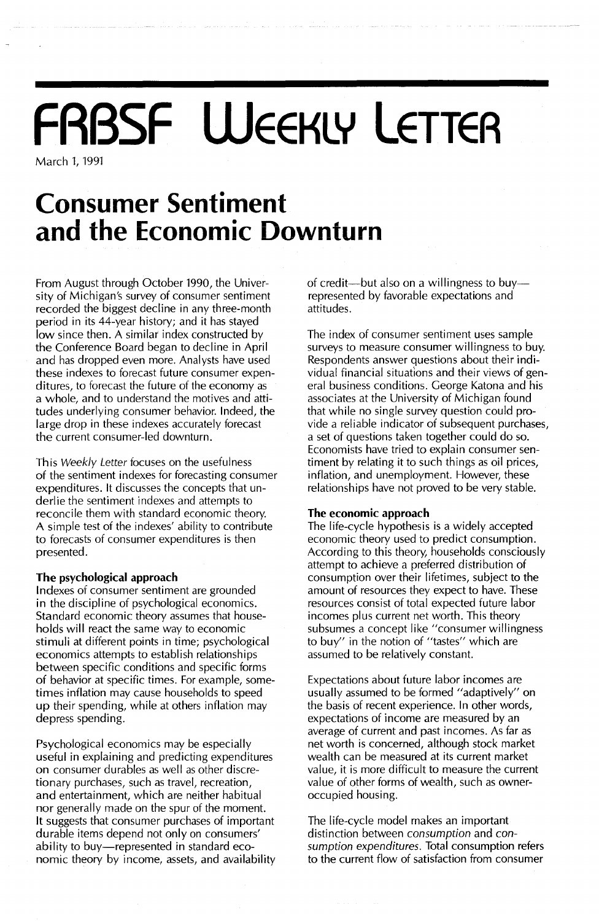# FRBSF Weekly Letter

March 1, 1991

## Consumer Sentiment and the Economic Downturn

From August through October 1990, the University of Michigan's survey of consumer sentiment recorded the biggest decline in any three-month period in its 44-year history; and it has stayed low since then. A similar index constructed by the Conference Board began to decline in April and has dropped even more. Analysts have used these indexes to forecast future consumer expenditures, to forecast the future of the economy as a whole, and to understand the motives and attitudes underlying consumer behavior. Indeed, the large drop in these indexes accurately forecast the current consumer-led downturn.

This *Weekly Letter* focuses on the usefulness of the sentiment indexes for forecasting consumer expenditures. It discusses the concepts that underlie the sentiment indexes and attempts to reconcile them with standard economic theory. A simple test of the indexes' ability to contribute to forecasts of consumer expenditures is then presented.

### The psychological approach

Indexes of consumer sentiment are grounded in the discipline of psychological economics. Standard economic theory assumes that households will react the same way to economic stimuli at different points in time; psychological economics attempts to establish relationships between specific conditions and specific forms of behavior at specific times. For example, sometimes inflation may cause households to speed up their spending, while at others inflation may depress spending.

Psychological economics may be especially useful in explaining and predicting expenditures on consumer durables as well as other discretionary purchases, such as travel, recreation, and entertainment, which are neither habitual nor generally made on the spur of the moment. It suggests that consumer purchases of important durable items depend not only on consumers' ability to buy—represented in standard economic theory by income, assets, and availability of credit—but also on a willingness to buy—represented by favorable expectations and attitudes.

The index of consumer sentiment uses sample surveys to measure consumer willingness to buy. Respondents answer questions about their individual financial situations and their views of general business conditions. George Katona and his associates at the University of Michigan found that while no single survey question could provide a reliable indicator of subsequent purchases, a set of questions taken together could do so. Economists have tried to explain consumer sentiment by relating it to such things as oil prices, inflation, and unemployment. However, these relationships have not proved to be very stable.

### The economic approach

The life-cycle hypothesis is a widely accepted economic theory used to predict consumption. According to this theory, households consciously attempt to achieve a preferred distribution of consumption over their lifetimes, subject to the amount of resources they expect to have. These resources consist of total expected future labor incomes plus current net worth. This theory subsumes a concept like "consumer willingness to buy" in the notion of "tastes" which are assumed to be relatively constant.

Expectations about future labor incomes are usually assumed to be formed "adaptively" on the basis of recent experience. In other words, expectations of income are measured by an average of current and past incomes. As far as net worth is concerned, although stock market wealth can be measured at its current market value, it is more difficult to measure the current value of other forms of wealth, such as owner-occupied housing.

The life-cycle model makes an important distinction between *consumption* and *consumption expenditures*. Total consumption refers to the current flow of satisfaction from consumer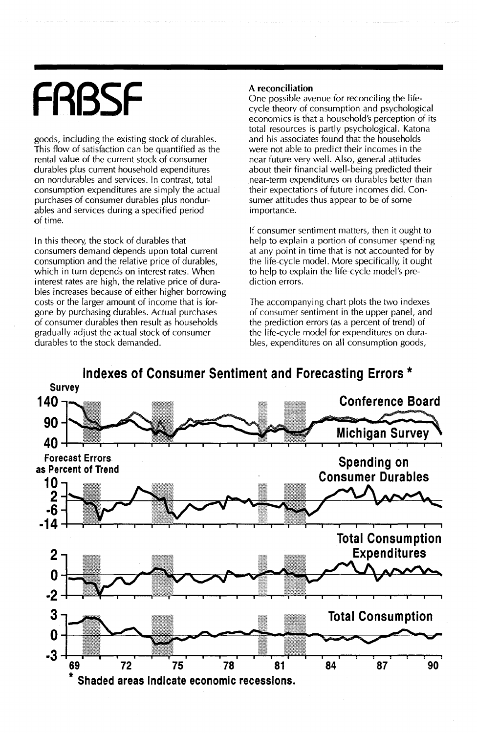goods, including the existing stock of durables. This flow of satisfaction can be quantified as the rental value of the current stock of consumer durables plus current household expenditures on nondurables and services. In contrast, total consumption expenditures are simply the actual purchases of consumer durables plus nondurables and services during a specified period of time.

In this theory, the stock of durables that consumers demand depends upon total current consumption and the relative price of durables, which in turn depends on interest rates. When interest rates are high, the relative price of durables increases because of either higher borrowing costs or the larger amount of income that is forgone by purchasing durables. Actual purchases of consumer durables then result as households gradually adjust the actual stock of consumer durables to the stock demanded.

### A reconciliation

One possible avenue for reconciling the life-cycle theory of consumption and psychological economics is that a household's perception of its total resources is partly psychological. Katona and his associates found that the households were not able to predict their incomes in the near future very well. Also, general attitudes about their financial well-being predicted their near-term expenditures on durables better than their expectations of future incomes did. Consumer attitudes thus appear to be of some importance.

If consumer sentiment matters, then it ought to help to explain a portion of consumer spending at any point in time that is not accounted for by the life-cycle model. More specifically, it ought to help to explain the life-cycle model's prediction errors.

The accompanying chart plots the two indexes of consumer sentiment in the upper panel, and the prediction errors (as a percent of trend) of the life-cycle model for expenditures on durables, expenditures on all consumption goods,

**Indexes of Consumer Sentiment and Forecasting Errors ***

\* Shaded areas indicate economic recessions.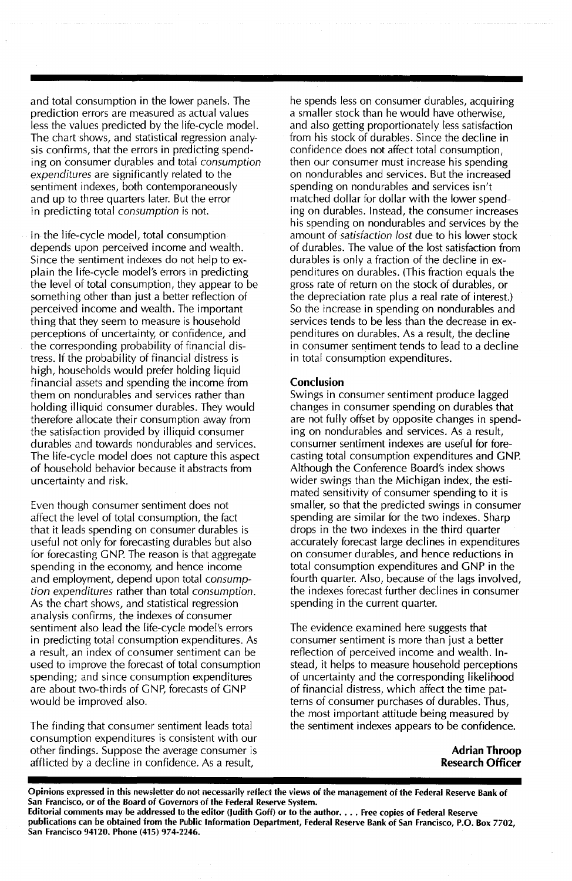and total consumption in the lower panels. The prediction errors are measured as actual values less the values predicted by the life-cycle model. The chart shows, and statistical regression analysis confirms, that the errors in predicting spending on consumer durables and total *consumption expenditures* are significantly related to the sentiment indexes, both contemporaneously and up to three quarters later. But the error in predicting total *consumption* is not.

In the life-cycle model, total consumption depends upon perceived income and wealth. Since the sentiment indexes do not help to explain the life-cycle model's errors in predicting the level of total consumption, they appear to be something other than just a better reflection of perceived income and wealth. The important thing that they seem to measure is household perceptions of uncertainty, or confidence, and the corresponding probability of financial distress. If the probability of financial distress is high, households would prefer holding liquid financial assets and spending the income from them on nondurables and services rather than holding illiquid consumer durables. They would therefore allocate their consumption away from the satisfaction provided by illiquid consumer durables and towards nondurables and services. The life-cycle model does not capture this aspect of household behavior because it abstracts from uncertainty and risk.

Even though consumer sentiment does not affect the level of total consumption, the fact that it leads spending on consumer durables is useful not only for forecasting durables but also for forecasting GNP. The reason is that aggregate spending in the economy, and hence income and employment, depend upon total *consumption expenditures* rather than total *consumption*. As the chart shows, and statistical regression analysis confirms, the indexes of consumer sentiment also lead the life-cycle model's errors in predicting total consumption expenditures. As a result, an index of consumer sentiment can be used to improve the forecast of total consumption spending; and since consumption expenditures are about two-thirds of GNP, forecasts of GNP would be improved also.

The finding that consumer sentiment leads total consumption expenditures is consistent with our other findings. Suppose the average consumer is afflicted by a decline in confidence. As a result, he spends less on consumer durables, acquiring a smaller stock than he would have otherwise, and also getting proportionately less satisfaction from his stock of durables. Since the decline in confidence does not affect total consumption, then our consumer must increase his spending on nondurables and services. But the increased spending on nondurables and services isn't matched dollar for dollar with the lower spending on durables. Instead, the consumer increases his spending on nondurables and services by the amount of *satisfaction lost* due to his lower stock of durables. The value of the lost satisfaction from durables is only a fraction of the decline in expenditures on durables. (This fraction equals the gross rate of return on the stock of durables, or the depreciation rate plus a real rate of interest.) So the increase in spending on nondurables and services tends to be less than the decrease in expenditures on durables. As a result, the decline in consumer sentiment tends to lead to a decline in total consumption expenditures.

## Conclusion

Swings in consumer sentiment produce lagged changes in consumer spending on durables that are not fully offset by opposite changes in spending on nondurables and services. As a result, consumer sentiment indexes are useful for forecasting total consumption expenditures and GNP. Although the Conference Board's index shows wider swings than the Michigan index, the estimated sensitivity of consumer spending to it is smaller, so that the predicted swings in consumer spending are similar for the two indexes. Sharp drops in the two indexes in the third quarter accurately forecast large declines in expenditures on consumer durables, and hence reductions in total consumption expenditures and GNP in the fourth quarter. Also, because of the lags involved, the indexes forecast further declines in consumer spending in the current quarter.

The evidence examined here suggests that consumer sentiment is more than just a better reflection of perceived income and wealth. Instead, it helps to measure household perceptions of uncertainty and the corresponding likelihood of financial distress, which affect the time patterns of consumer purchases of durables. Thus, the most important attitude being measured by the sentiment indexes appears to be confidence.

**Adrian Throop**
**Research Officer**

**Opinions expressed in this newsletter do not necessarily reflect the views of the management of the Federal Reserve Bank of San Francisco, or of the Board of Governors of the Federal Reserve System.**

**Editorial comments may be addressed to the editor (Judith Goff) or to the author. . . . Free copies of Federal Reserve publications can be obtained from the Public Information Department, Federal Reserve Bank of San Francisco, P.O. Box 7702, San Francisco 94120. Phone (415) 974-2246.**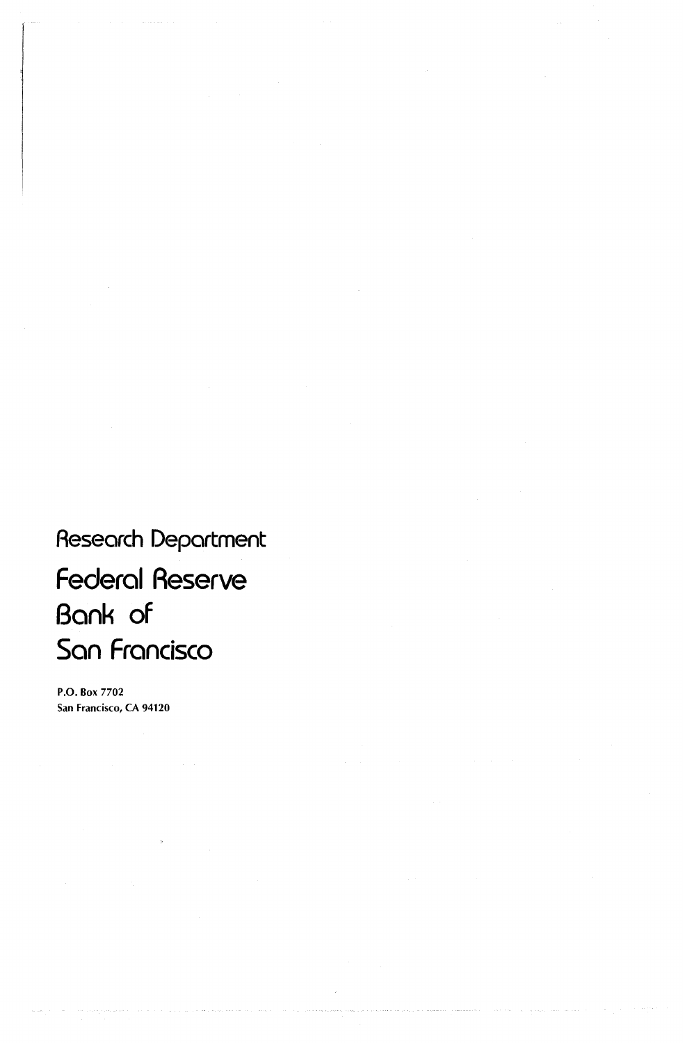Research Department

# Federal Reserve Bank of San Francisco

**P.O. Box 7702**
**San Francisco, CA 94120**